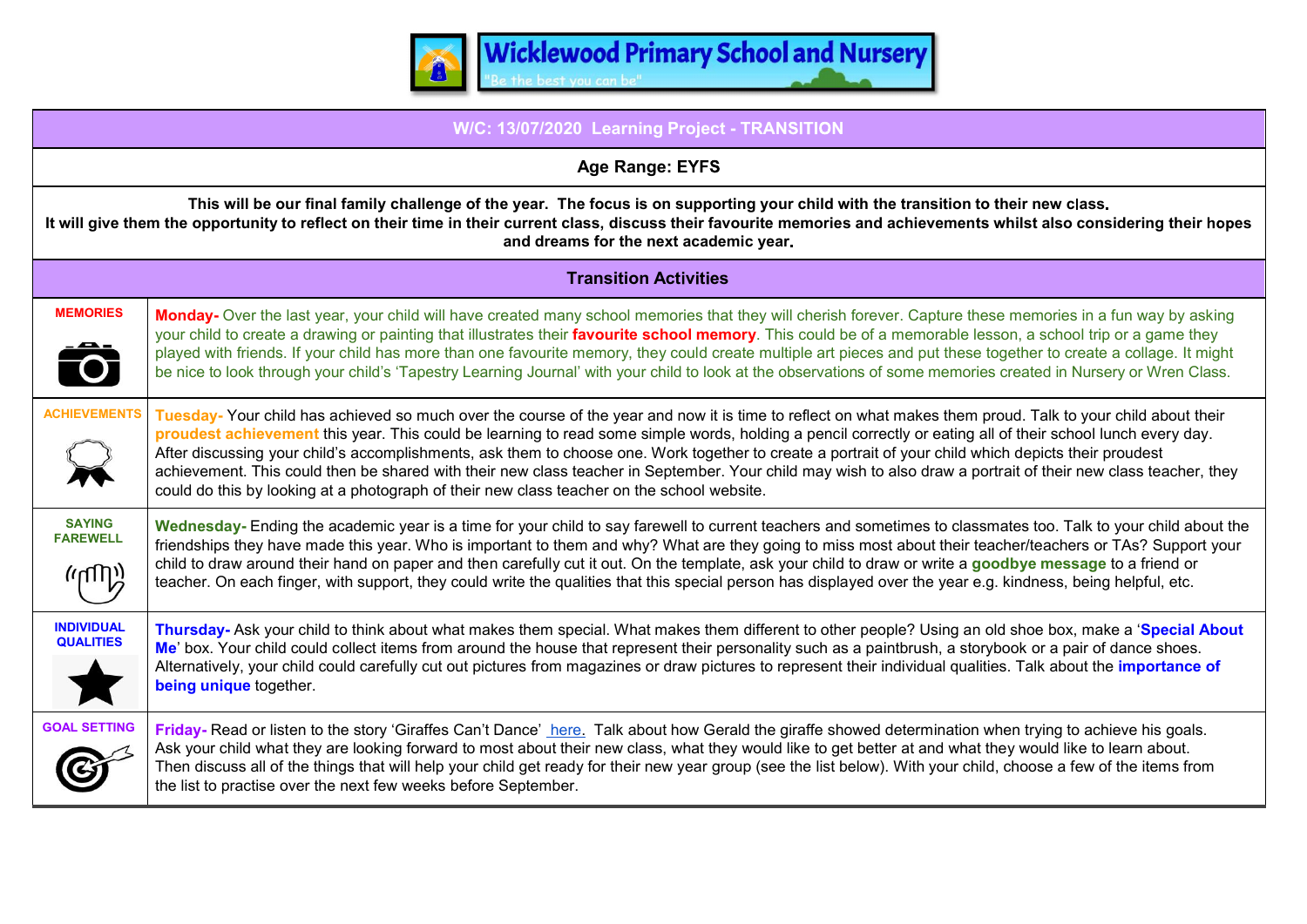# Wicklewood Primary School and Nursery

"Be the best you can be"

| W/C: 13/07/2020 Learning Project - TRANSITION | |
|---|---|
| **Age Range: EYFS** | |
| **This will be our final family challenge of the year. The focus is on supporting your child with the transition to their new class. It will give them the opportunity to reflect on their time in their current class, discuss their favourite memories and achievements whilst also considering their hopes and dreams for the next academic year.** | |
| **Transition Activities** | |
| **MEMORIES** | **Monday-** Over the last year, your child will have created many school memories that they will cherish forever. Capture these memories in a fun way by asking your child to create a drawing or painting that illustrates their **favourite school memory**. This could be of a memorable lesson, a school trip or a game they played with friends. If your child has more than one favourite memory, they could create multiple art pieces and put these together to create a collage. It might be nice to look through your child's 'Tapestry Learning Journal' with your child to look at the observations of some memories created in Nursery or Wren Class. |
| **ACHIEVEMENTS** | **Tuesday-** Your child has achieved so much over the course of the year and now it is time to reflect on what makes them proud. Talk to your child about their **proudest achievement** this year. This could be learning to read some simple words, holding a pencil correctly or eating all of their school lunch every day. After discussing your child's accomplishments, ask them to choose one. Work together to create a portrait of your child which depicts their proudest achievement. This could then be shared with their new class teacher in September. Your child may wish to also draw a portrait of their new class teacher, they could do this by looking at a photograph of their new class teacher on the school website. |
| **SAYING FAREWELL** | **Wednesday-** Ending the academic year is a time for your child to say farewell to current teachers and sometimes to classmates too. Talk to your child about the friendships they have made this year. Who is important to them and why? What are they going to miss most about their teacher/teachers or TAs? Support your child to draw around their hand on paper and then carefully cut it out. On the template, ask your child to draw or write a **goodbye message** to a friend or teacher. On each finger, with support, they could write the qualities that this special person has displayed over the year e.g. kindness, being helpful, etc. |
| **INDIVIDUAL QUALITIES** | **Thursday-** Ask your child to think about what makes them special. What makes them different to other people? Using an old shoe box, make a '**Special About Me**' box. Your child could collect items from around the house that represent their personality such as a paintbrush, a storybook or a pair of dance shoes. Alternatively, your child could carefully cut out pictures from magazines or draw pictures to represent their individual qualities. Talk about the **importance of being unique** together. |
| **GOAL SETTING** | **Friday-** Read or listen to the story 'Giraffes Can't Dance' here. Talk about how Gerald the giraffe showed determination when trying to achieve his goals. Ask your child what they are looking forward to most about their new class, what they would like to get better at and what they would like to learn about. Then discuss all of the things that will help your child get ready for their new year group (see the list below). With your child, choose a few of the items from the list to practise over the next few weeks before September. |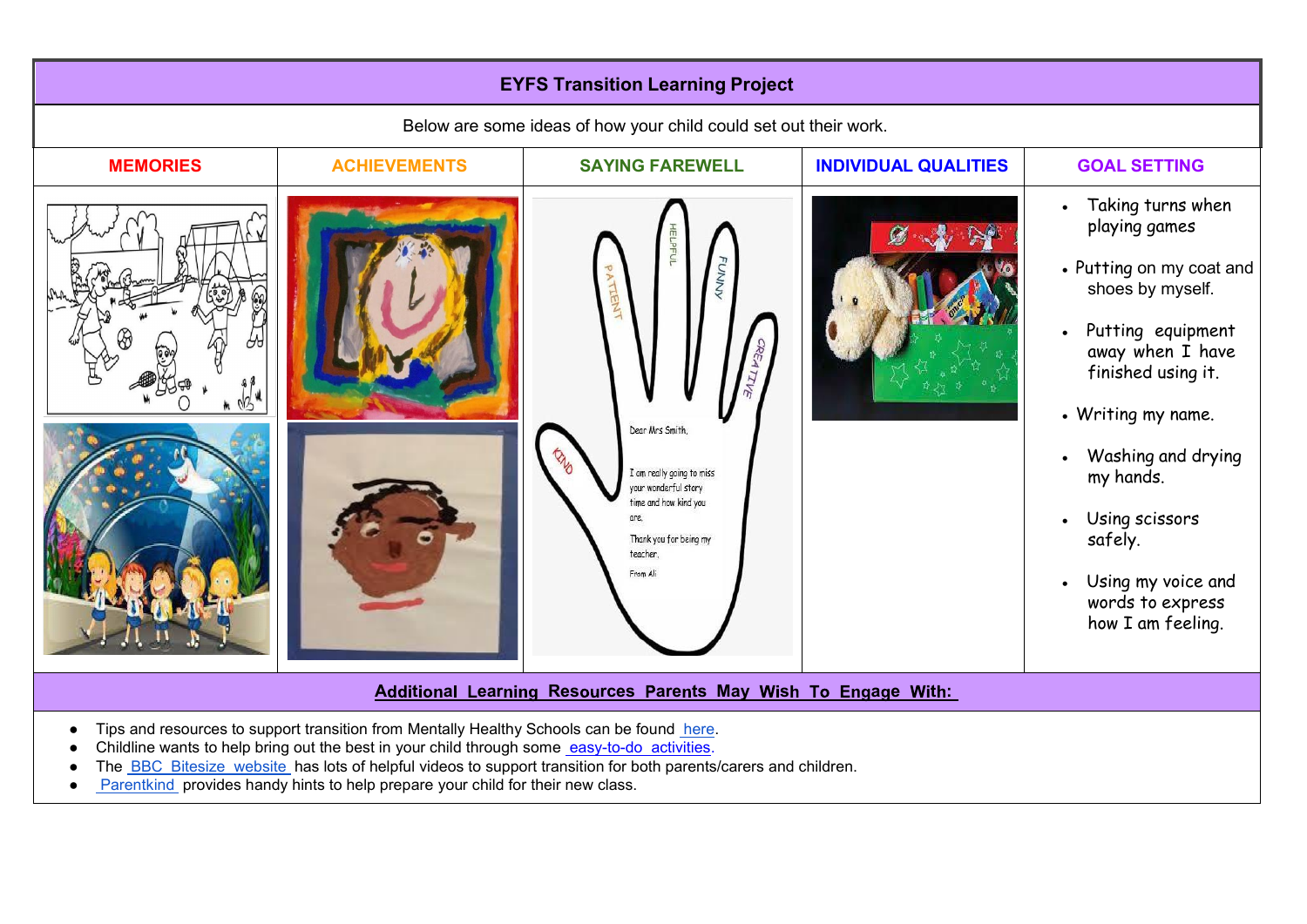## EYFS Transition Learning Project

Below are some ideas of how your child could set out their work.

| MEMORIES | ACHIEVEMENTS | SAYING FAREWELL | INDIVIDUAL QUALITIES | GOAL SETTING |
|---|---|---|---|---|
| | | HELPFUL, FUNNY, PATIENT, CREATIVE, KIND<br>Dear Mrs Smith,<br>I am really going to miss your wonderful story time and how kind you are.<br>Thank you for being my teacher.<br>From Ali | | • Taking turns when playing games<br>• Putting on my coat and shoes by myself.<br>• Putting equipment away when I have finished using it.<br>• Writing my name.<br>• Washing and drying my hands.<br>• Using scissors safely.<br>• Using my voice and words to express how I am feeling. |

### Additional Learning Resources Parents May Wish To Engage With:

- Tips and resources to support transition from Mentally Healthy Schools can be found here.
- Childline wants to help bring out the best in your child through some easy-to-do activities.
- The BBC Bitesize website has lots of helpful videos to support transition for both parents/carers and children.
- Parentkind provides handy hints to help prepare your child for their new class.